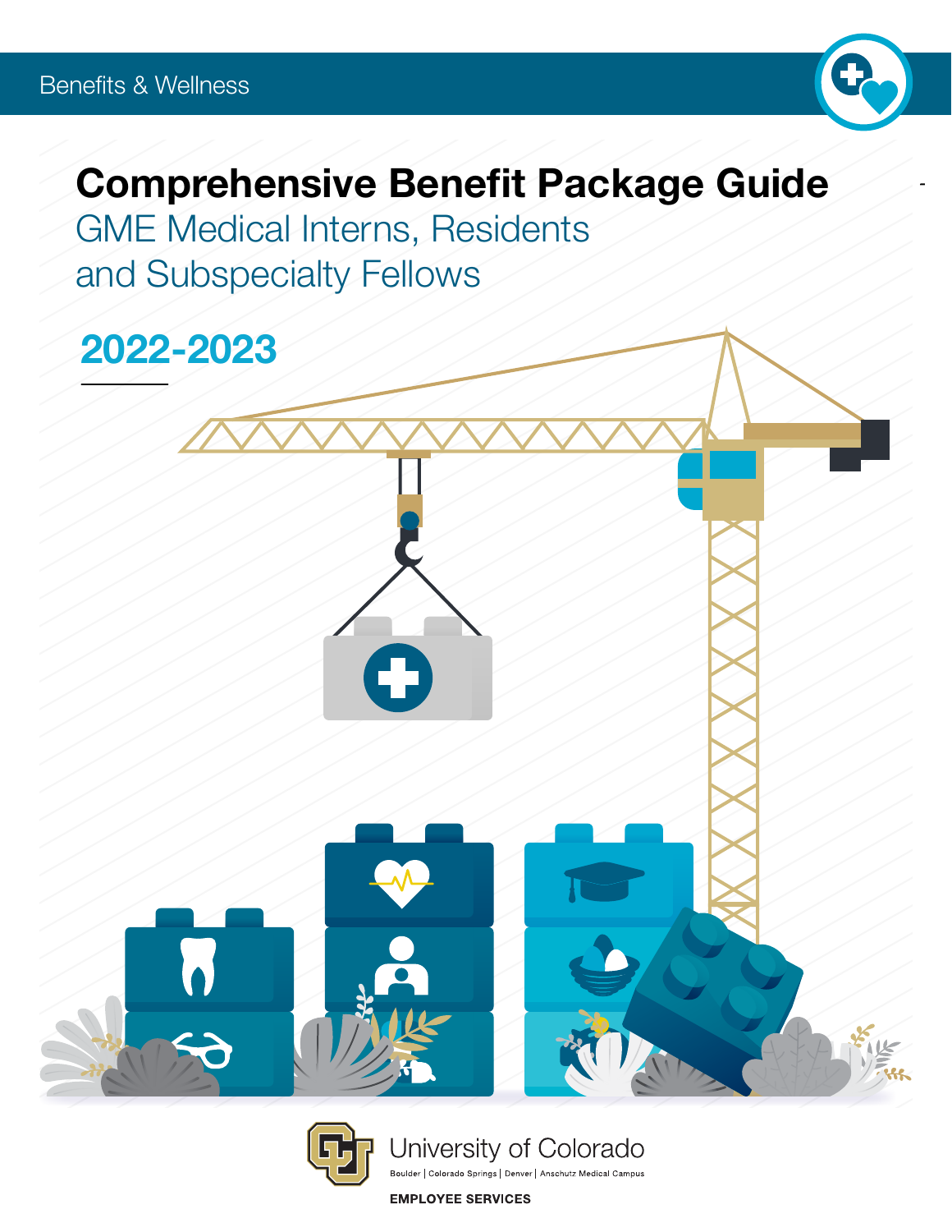Benefits & Wellness

# Comprehensive Benefit Package Guide

## GME Medical Interns, Residents and Subspecialty Fellows

## 2022-2023

University of Colorado

Boulder | Colorado Springs | Denver | Anschutz Medical Campus

EMPLOYEE SERVICES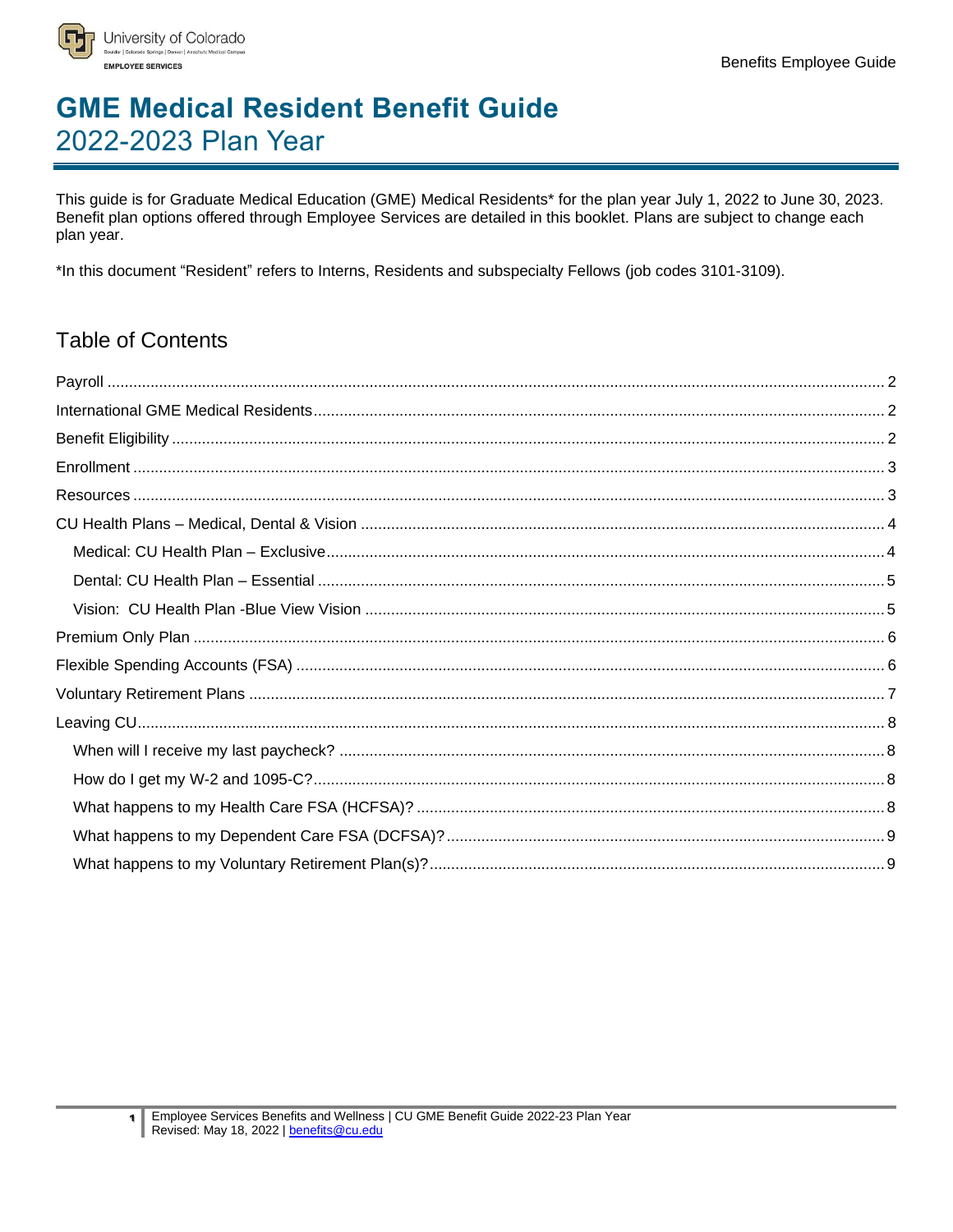# GME Medical Resident Benefit Guide
## 2022-2023 Plan Year

This guide is for Graduate Medical Education (GME) Medical Residents* for the plan year July 1, 2022 to June 30, 2023. Benefit plan options offered through Employee Services are detailed in this booklet. Plans are subject to change each plan year.

*In this document "Resident" refers to Interns, Residents and subspecialty Fellows (job codes 3101-3109).

## Table of Contents

- Payroll ..... 2
- International GME Medical Residents ..... 2
- Benefit Eligibility ..... 2
- Enrollment ..... 3
- Resources ..... 3
- CU Health Plans – Medical, Dental & Vision ..... 4
  - Medical: CU Health Plan – Exclusive ..... 4
  - Dental: CU Health Plan – Essential ..... 5
  - Vision: CU Health Plan -Blue View Vision ..... 5
- Premium Only Plan ..... 6
- Flexible Spending Accounts (FSA) ..... 6
- Voluntary Retirement Plans ..... 7
- Leaving CU ..... 8
  - When will I receive my last paycheck? ..... 8
  - How do I get my W-2 and 1095-C? ..... 8
  - What happens to my Health Care FSA (HCFSA)? ..... 8
  - What happens to my Dependent Care FSA (DCFSA)? ..... 9
  - What happens to my Voluntary Retirement Plan(s)? ..... 9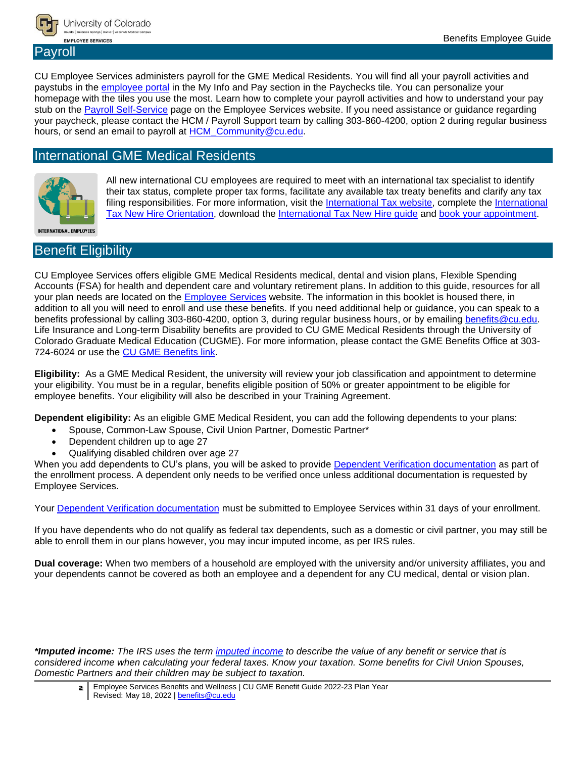## Payroll

CU Employee Services administers payroll for the GME Medical Residents. You will find all your payroll activities and paystubs in the employee portal in the My Info and Pay section in the Paychecks tile. You can personalize your homepage with the tiles you use the most. Learn how to complete your payroll activities and how to understand your pay stub on the Payroll Self-Service page on the Employee Services website. If you need assistance or guidance regarding your paycheck, please contact the HCM / Payroll Support team by calling 303-860-4200, option 2 during regular business hours, or send an email to payroll at HCM_Community@cu.edu.

## International GME Medical Residents

All new international CU employees are required to meet with an international tax specialist to identify their tax status, complete proper tax forms, facilitate any available tax treaty benefits and clarify any tax filing responsibilities. For more information, visit the International Tax website, complete the International Tax New Hire Orientation, download the International Tax New Hire guide and book your appointment.

## Benefit Eligibility

CU Employee Services offers eligible GME Medical Residents medical, dental and vision plans, Flexible Spending Accounts (FSA) for health and dependent care and voluntary retirement plans. In addition to this guide, resources for all your plan needs are located on the Employee Services website. The information in this booklet is housed there, in addition to all you will need to enroll and use these benefits. If you need additional help or guidance, you can speak to a benefits professional by calling 303-860-4200, option 3, during regular business hours, or by emailing benefits@cu.edu. Life Insurance and Long-term Disability benefits are provided to CU GME Medical Residents through the University of Colorado Graduate Medical Education (CUGME). For more information, please contact the GME Benefits Office at 303-724-6024 or use the CU GME Benefits link.

**Eligibility:** As a GME Medical Resident, the university will review your job classification and appointment to determine your eligibility. You must be in a regular, benefits eligible position of 50% or greater appointment to be eligible for employee benefits. Your eligibility will also be described in your Training Agreement.

**Dependent eligibility:** As an eligible GME Medical Resident, you can add the following dependents to your plans:

- Spouse, Common-Law Spouse, Civil Union Partner, Domestic Partner*
- Dependent children up to age 27
- Qualifying disabled children over age 27

When you add dependents to CU's plans, you will be asked to provide Dependent Verification documentation as part of the enrollment process. A dependent only needs to be verified once unless additional documentation is requested by Employee Services.

Your Dependent Verification documentation must be submitted to Employee Services within 31 days of your enrollment.

If you have dependents who do not qualify as federal tax dependents, such as a domestic or civil partner, you may still be able to enroll them in our plans however, you may incur imputed income, as per IRS rules.

**Dual coverage:** When two members of a household are employed with the university and/or university affiliates, you and your dependents cannot be covered as both an employee and a dependent for any CU medical, dental or vision plan.

***Imputed income:*** *The IRS uses the term imputed income to describe the value of any benefit or service that is considered income when calculating your federal taxes. Know your taxation. Some benefits for Civil Union Spouses, Domestic Partners and their children may be subject to taxation.*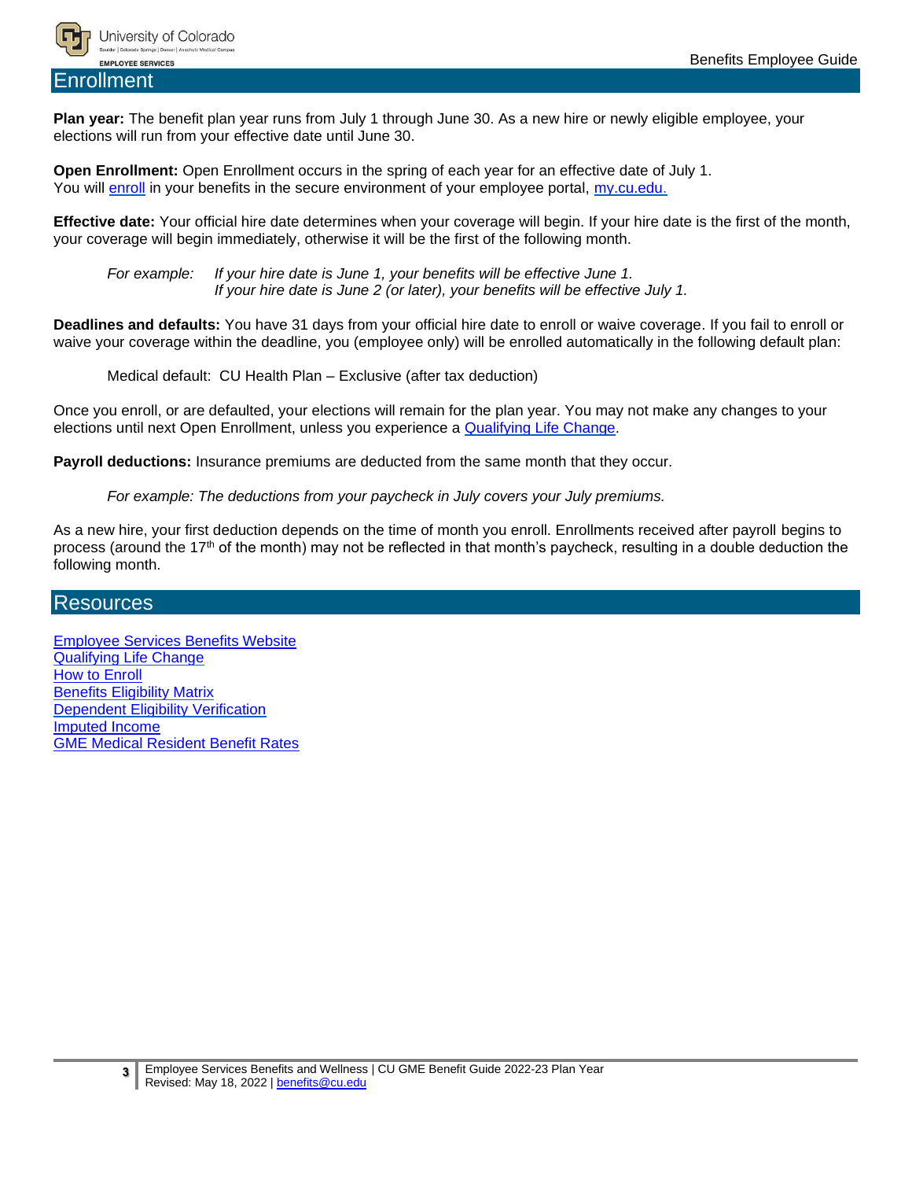## Enrollment

**Plan year:** The benefit plan year runs from July 1 through June 30. As a new hire or newly eligible employee, your elections will run from your effective date until June 30.

**Open Enrollment:** Open Enrollment occurs in the spring of each year for an effective date of July 1. You will enroll in your benefits in the secure environment of your employee portal, my.cu.edu.

**Effective date:** Your official hire date determines when your coverage will begin. If your hire date is the first of the month, your coverage will begin immediately, otherwise it will be the first of the following month.

*For example: If your hire date is June 1, your benefits will be effective June 1.*
*If your hire date is June 2 (or later), your benefits will be effective July 1.*

**Deadlines and defaults:** You have 31 days from your official hire date to enroll or waive coverage. If you fail to enroll or waive your coverage within the deadline, you (employee only) will be enrolled automatically in the following default plan:

Medical default: CU Health Plan – Exclusive (after tax deduction)

Once you enroll, or are defaulted, your elections will remain for the plan year. You may not make any changes to your elections until next Open Enrollment, unless you experience a Qualifying Life Change.

**Payroll deductions:** Insurance premiums are deducted from the same month that they occur.

*For example: The deductions from your paycheck in July covers your July premiums.*

As a new hire, your first deduction depends on the time of month you enroll. Enrollments received after payroll begins to process (around the 17th of the month) may not be reflected in that month's paycheck, resulting in a double deduction the following month.

## Resources

- Employee Services Benefits Website
- Qualifying Life Change
- How to Enroll
- Benefits Eligibility Matrix
- Dependent Eligibility Verification
- Imputed Income
- GME Medical Resident Benefit Rates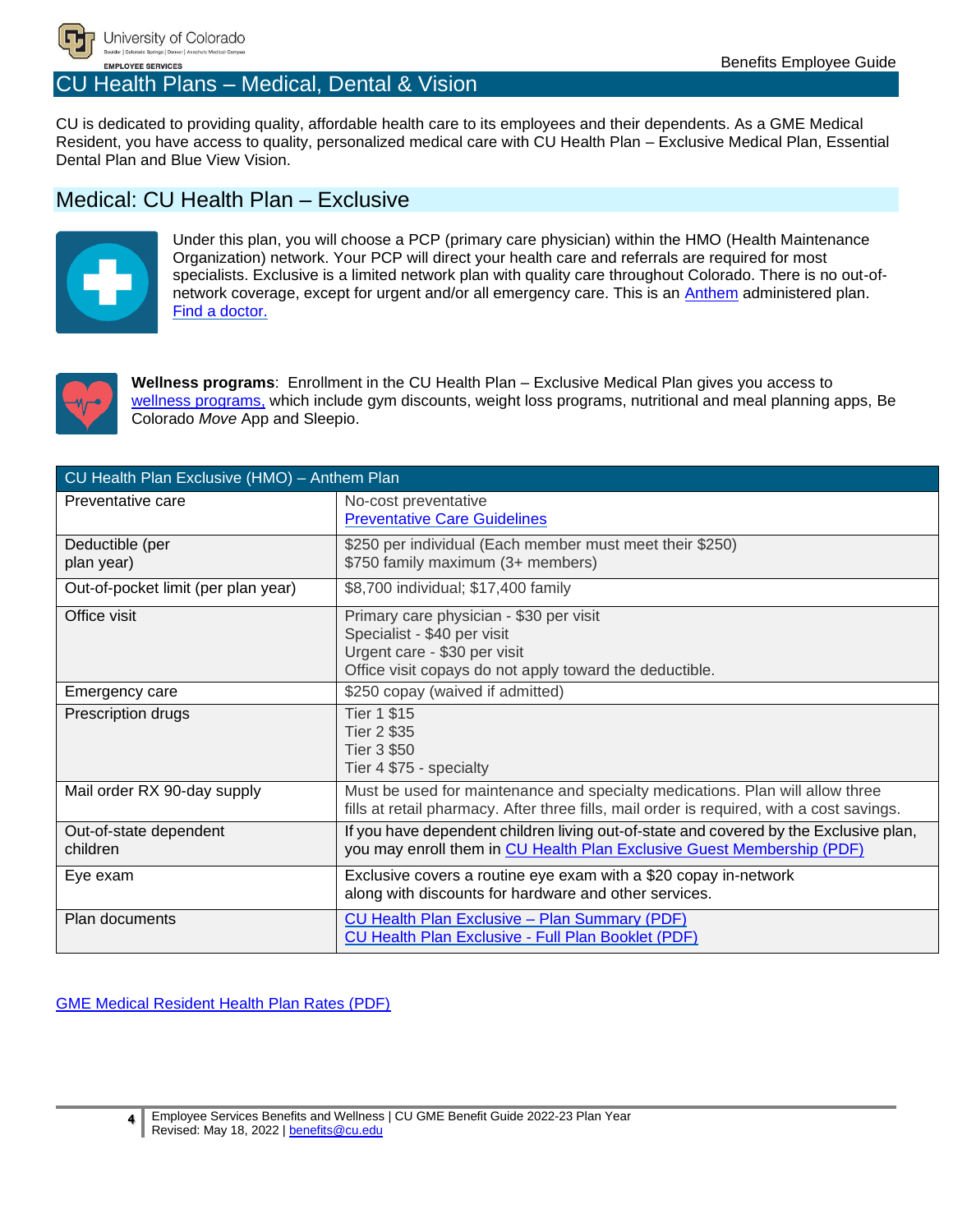# CU Health Plans – Medical, Dental & Vision

CU is dedicated to providing quality, affordable health care to its employees and their dependents. As a GME Medical Resident, you have access to quality, personalized medical care with CU Health Plan – Exclusive Medical Plan, Essential Dental Plan and Blue View Vision.

## Medical: CU Health Plan – Exclusive

Under this plan, you will choose a PCP (primary care physician) within the HMO (Health Maintenance Organization) network. Your PCP will direct your health care and referrals are required for most specialists. Exclusive is a limited network plan with quality care throughout Colorado. There is no out-of-network coverage, except for urgent and/or all emergency care. This is an Anthem administered plan. Find a doctor.

**Wellness programs**: Enrollment in the CU Health Plan – Exclusive Medical Plan gives you access to wellness programs, which include gym discounts, weight loss programs, nutritional and meal planning apps, Be Colorado *Move* App and Sleepio.

| CU Health Plan Exclusive (HMO) – Anthem Plan | |
|---|---|
| Preventative care | No-cost preventative<br>Preventative Care Guidelines |
| Deductible (per plan year) | $250 per individual (Each member must meet their $250)<br>$750 family maximum (3+ members) |
| Out-of-pocket limit (per plan year) | $8,700 individual; $17,400 family |
| Office visit | Primary care physician - $30 per visit<br>Specialist - $40 per visit<br>Urgent care - $30 per visit<br>Office visit copays do not apply toward the deductible. |
| Emergency care | $250 copay (waived if admitted) |
| Prescription drugs | Tier 1 $15<br>Tier 2 $35<br>Tier 3 $50<br>Tier 4 $75 - specialty |
| Mail order RX 90-day supply | Must be used for maintenance and specialty medications. Plan will allow three fills at retail pharmacy. After three fills, mail order is required, with a cost savings. |
| Out-of-state dependent children | If you have dependent children living out-of-state and covered by the Exclusive plan, you may enroll them in CU Health Plan Exclusive Guest Membership (PDF) |
| Eye exam | Exclusive covers a routine eye exam with a $20 copay in-network along with discounts for hardware and other services. |
| Plan documents | CU Health Plan Exclusive – Plan Summary (PDF)<br>CU Health Plan Exclusive - Full Plan Booklet (PDF) |

GME Medical Resident Health Plan Rates (PDF)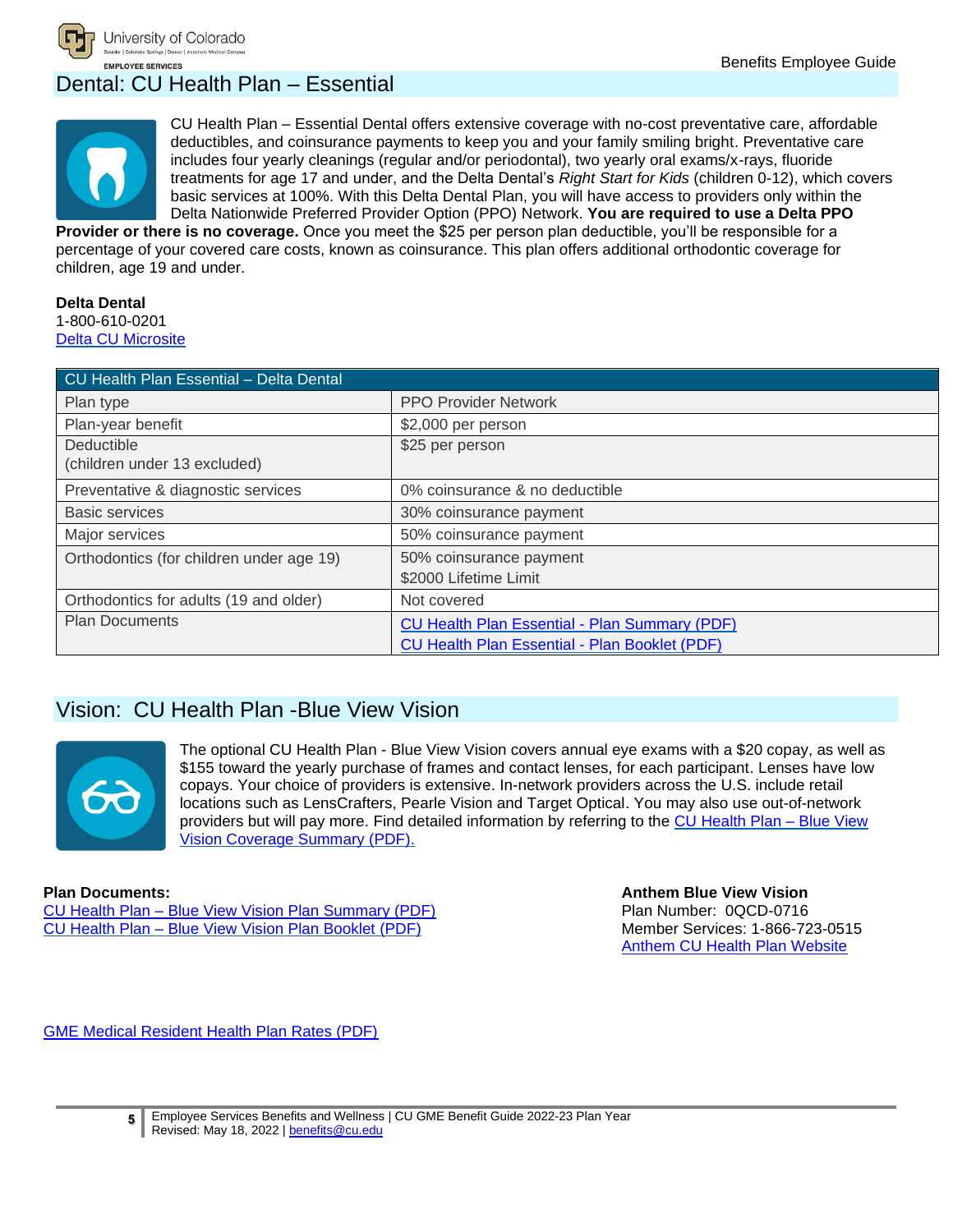## Dental: CU Health Plan – Essential

CU Health Plan – Essential Dental offers extensive coverage with no-cost preventative care, affordable deductibles, and coinsurance payments to keep you and your family smiling bright. Preventative care includes four yearly cleanings (regular and/or periodontal), two yearly oral exams/x-rays, fluoride treatments for age 17 and under, and the Delta Dental's *Right Start for Kids* (children 0-12), which covers basic services at 100%. With this Delta Dental Plan, you will have access to providers only within the Delta Nationwide Preferred Provider Option (PPO) Network. **You are required to use a Delta PPO Provider or there is no coverage.** Once you meet the $25 per person plan deductible, you'll be responsible for a percentage of your covered care costs, known as coinsurance. This plan offers additional orthodontic coverage for children, age 19 and under.

**Delta Dental**
1-800-610-0201
Delta CU Microsite

| CU Health Plan Essential – Delta Dental | |
|---|---|
| Plan type | PPO Provider Network |
| Plan-year benefit | $2,000 per person |
| Deductible (children under 13 excluded) | $25 per person |
| Preventative & diagnostic services | 0% coinsurance & no deductible |
| Basic services | 30% coinsurance payment |
| Major services | 50% coinsurance payment |
| Orthodontics (for children under age 19) | 50% coinsurance payment<br>$2000 Lifetime Limit |
| Orthodontics for adults (19 and older) | Not covered |
| Plan Documents | CU Health Plan Essential - Plan Summary (PDF)<br>CU Health Plan Essential - Plan Booklet (PDF) |

## Vision: CU Health Plan -Blue View Vision

The optional CU Health Plan - Blue View Vision covers annual eye exams with a $20 copay, as well as $155 toward the yearly purchase of frames and contact lenses, for each participant. Lenses have low copays. Your choice of providers is extensive. In-network providers across the U.S. include retail locations such as LensCrafters, Pearle Vision and Target Optical. You may also use out-of-network providers but will pay more. Find detailed information by referring to the CU Health Plan – Blue View Vision Coverage Summary (PDF).

**Plan Documents:**
CU Health Plan – Blue View Vision Plan Summary (PDF)
CU Health Plan – Blue View Vision Plan Booklet (PDF)

**Anthem Blue View Vision**
Plan Number: 0QCD-0716
Member Services: 1-866-723-0515
Anthem CU Health Plan Website

GME Medical Resident Health Plan Rates (PDF)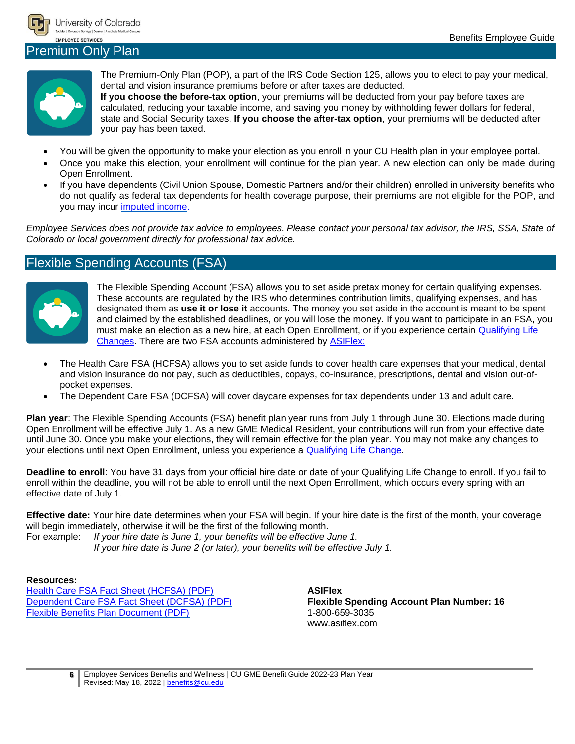## Premium Only Plan

The Premium-Only Plan (POP), a part of the IRS Code Section 125, allows you to elect to pay your medical, dental and vision insurance premiums before or after taxes are deducted.
**If you choose the before-tax option**, your premiums will be deducted from your pay before taxes are calculated, reducing your taxable income, and saving you money by withholding fewer dollars for federal, state and Social Security taxes. **If you choose the after-tax option**, your premiums will be deducted after your pay has been taxed.

- You will be given the opportunity to make your election as you enroll in your CU Health plan in your employee portal.
- Once you make this election, your enrollment will continue for the plan year. A new election can only be made during Open Enrollment.
- If you have dependents (Civil Union Spouse, Domestic Partners and/or their children) enrolled in university benefits who do not qualify as federal tax dependents for health coverage purpose, their premiums are not eligible for the POP, and you may incur [imputed income](#).

*Employee Services does not provide tax advice to employees. Please contact your personal tax advisor, the IRS, SSA, State of Colorado or local government directly for professional tax advice.*

## Flexible Spending Accounts (FSA)

The Flexible Spending Account (FSA) allows you to set aside pretax money for certain qualifying expenses. These accounts are regulated by the IRS who determines contribution limits, qualifying expenses, and has designated them as **use it or lose it** accounts. The money you set aside in the account is meant to be spent and claimed by the established deadlines, or you will lose the money. If you want to participate in an FSA, you must make an election as a new hire, at each Open Enrollment, or if you experience certain [Qualifying Life Changes](#). There are two FSA accounts administered by [ASIFlex:](#)

- The Health Care FSA (HCFSA) allows you to set aside funds to cover health care expenses that your medical, dental and vision insurance do not pay, such as deductibles, copays, co-insurance, prescriptions, dental and vision out-of-pocket expenses.
- The Dependent Care FSA (DCFSA) will cover daycare expenses for tax dependents under 13 and adult care.

**Plan year**: The Flexible Spending Accounts (FSA) benefit plan year runs from July 1 through June 30. Elections made during Open Enrollment will be effective July 1. As a new GME Medical Resident, your contributions will run from your effective date until June 30. Once you make your elections, they will remain effective for the plan year. You may not make any changes to your elections until next Open Enrollment, unless you experience a [Qualifying Life Change](#).

**Deadline to enroll**: You have 31 days from your official hire date or date of your Qualifying Life Change to enroll. If you fail to enroll within the deadline, you will not be able to enroll until the next Open Enrollment, which occurs every spring with an effective date of July 1.

**Effective date:** Your hire date determines when your FSA will begin. If your hire date is the first of the month, your coverage will begin immediately, otherwise it will be the first of the following month.
For example: *If your hire date is June 1, your benefits will be effective June 1.*
*If your hire date is June 2 (or later), your benefits will be effective July 1.*

**Resources:**
[Health Care FSA Fact Sheet (HCFSA) (PDF)](#)
[Dependent Care FSA Fact Sheet (DCFSA) (PDF)](#)
[Flexible Benefits Plan Document (PDF)](#)

**ASIFlex**
**Flexible Spending Account Plan Number: 16**
1-800-659-3035
www.asiflex.com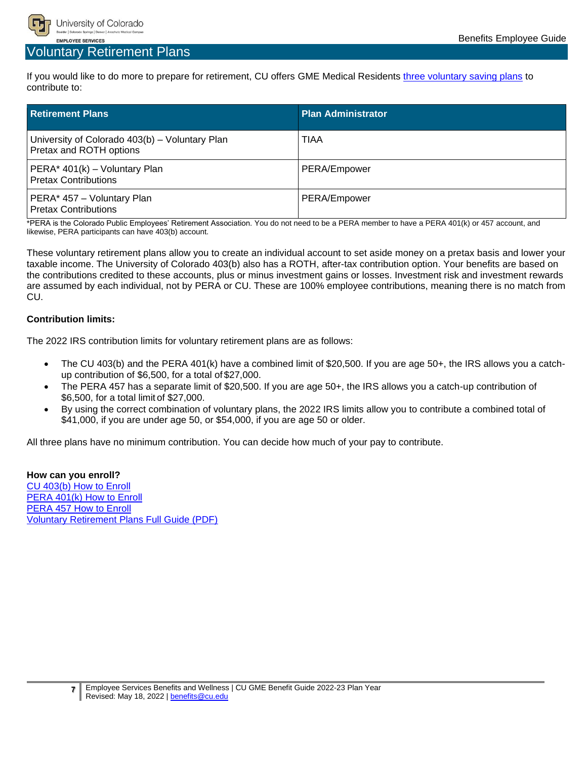# Voluntary Retirement Plans

If you would like to do more to prepare for retirement, CU offers GME Medical Residents three voluntary saving plans to contribute to:

| Retirement Plans | Plan Administrator |
|---|---|
| University of Colorado 403(b) – Voluntary Plan<br>Pretax and ROTH options | TIAA |
| PERA* 401(k) – Voluntary Plan<br>Pretax Contributions | PERA/Empower |
| PERA* 457 – Voluntary Plan<br>Pretax Contributions | PERA/Empower |

*PERA is the Colorado Public Employees' Retirement Association. You do not need to be a PERA member to have a PERA 401(k) or 457 account, and likewise, PERA participants can have 403(b) account.

These voluntary retirement plans allow you to create an individual account to set aside money on a pretax basis and lower your taxable income. The University of Colorado 403(b) also has a ROTH, after-tax contribution option. Your benefits are based on the contributions credited to these accounts, plus or minus investment gains or losses. Investment risk and investment rewards are assumed by each individual, not by PERA or CU. These are 100% employee contributions, meaning there is no match from CU.

**Contribution limits:**

The 2022 IRS contribution limits for voluntary retirement plans are as follows:

- The CU 403(b) and the PERA 401(k) have a combined limit of $20,500. If you are age 50+, the IRS allows you a catch-up contribution of $6,500, for a total of $27,000.
- The PERA 457 has a separate limit of $20,500. If you are age 50+, the IRS allows you a catch-up contribution of $6,500, for a total limit of $27,000.
- By using the correct combination of voluntary plans, the 2022 IRS limits allow you to contribute a combined total of $41,000, if you are under age 50, or $54,000, if you are age 50 or older.

All three plans have no minimum contribution. You can decide how much of your pay to contribute.

**How can you enroll?**

CU 403(b) How to Enroll
PERA 401(k) How to Enroll
PERA 457 How to Enroll
Voluntary Retirement Plans Full Guide (PDF)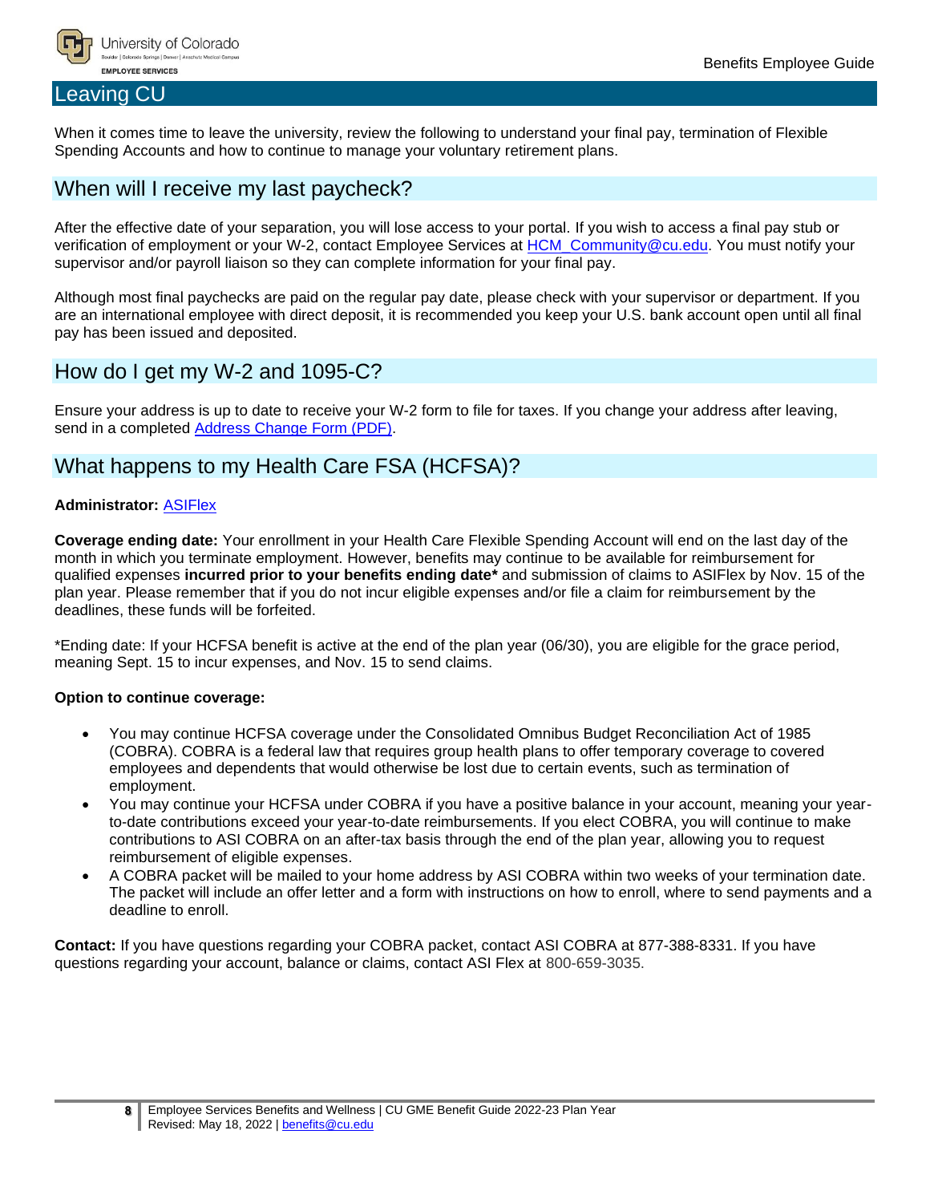# Leaving CU

When it comes time to leave the university, review the following to understand your final pay, termination of Flexible Spending Accounts and how to continue to manage your voluntary retirement plans.

## When will I receive my last paycheck?

After the effective date of your separation, you will lose access to your portal. If you wish to access a final pay stub or verification of employment or your W-2, contact Employee Services at HCM_Community@cu.edu. You must notify your supervisor and/or payroll liaison so they can complete information for your final pay.

Although most final paychecks are paid on the regular pay date, please check with your supervisor or department. If you are an international employee with direct deposit, it is recommended you keep your U.S. bank account open until all final pay has been issued and deposited.

## How do I get my W-2 and 1095-C?

Ensure your address is up to date to receive your W-2 form to file for taxes. If you change your address after leaving, send in a completed Address Change Form (PDF).

## What happens to my Health Care FSA (HCFSA)?

**Administrator:** ASIFlex

**Coverage ending date:** Your enrollment in your Health Care Flexible Spending Account will end on the last day of the month in which you terminate employment. However, benefits may continue to be available for reimbursement for qualified expenses **incurred prior to your benefits ending date*** and submission of claims to ASIFlex by Nov. 15 of the plan year. Please remember that if you do not incur eligible expenses and/or file a claim for reimbursement by the deadlines, these funds will be forfeited.

*Ending date: If your HCFSA benefit is active at the end of the plan year (06/30), you are eligible for the grace period, meaning Sept. 15 to incur expenses, and Nov. 15 to send claims.

**Option to continue coverage:**

- You may continue HCFSA coverage under the Consolidated Omnibus Budget Reconciliation Act of 1985 (COBRA). COBRA is a federal law that requires group health plans to offer temporary coverage to covered employees and dependents that would otherwise be lost due to certain events, such as termination of employment.
- You may continue your HCFSA under COBRA if you have a positive balance in your account, meaning your year-to-date contributions exceed your year-to-date reimbursements. If you elect COBRA, you will continue to make contributions to ASI COBRA on an after-tax basis through the end of the plan year, allowing you to request reimbursement of eligible expenses.
- A COBRA packet will be mailed to your home address by ASI COBRA within two weeks of your termination date. The packet will include an offer letter and a form with instructions on how to enroll, where to send payments and a deadline to enroll.

**Contact:** If you have questions regarding your COBRA packet, contact ASI COBRA at 877-388-8331. If you have questions regarding your account, balance or claims, contact ASI Flex at 800-659-3035.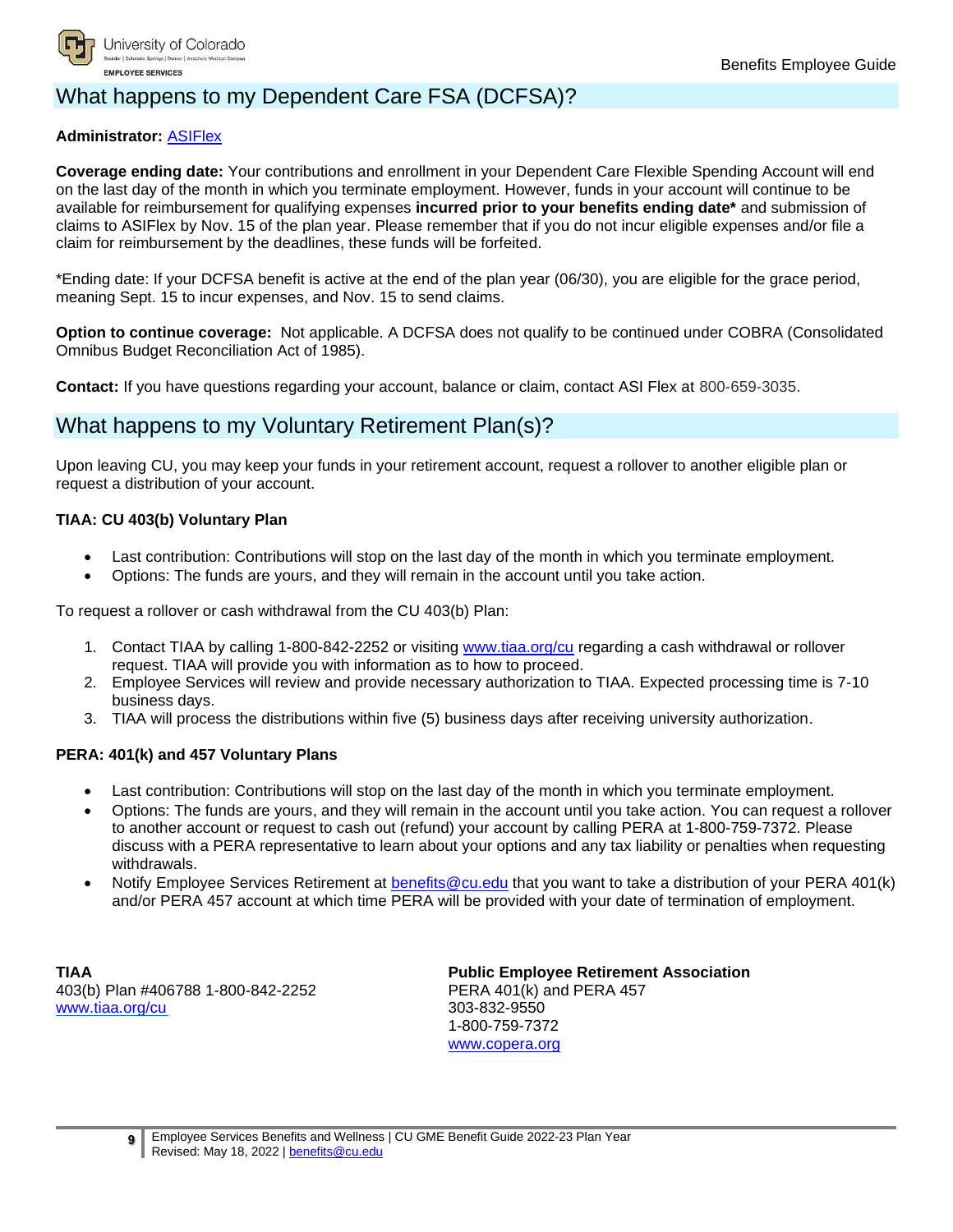## What happens to my Dependent Care FSA (DCFSA)?

**Administrator:** ASIFlex

**Coverage ending date:** Your contributions and enrollment in your Dependent Care Flexible Spending Account will end on the last day of the month in which you terminate employment. However, funds in your account will continue to be available for reimbursement for qualifying expenses **incurred prior to your benefits ending date*** and submission of claims to ASIFlex by Nov. 15 of the plan year. Please remember that if you do not incur eligible expenses and/or file a claim for reimbursement by the deadlines, these funds will be forfeited.

*Ending date: If your DCFSA benefit is active at the end of the plan year (06/30), you are eligible for the grace period, meaning Sept. 15 to incur expenses, and Nov. 15 to send claims.

**Option to continue coverage:** Not applicable. A DCFSA does not qualify to be continued under COBRA (Consolidated Omnibus Budget Reconciliation Act of 1985).

**Contact:** If you have questions regarding your account, balance or claim, contact ASI Flex at 800-659-3035.

## What happens to my Voluntary Retirement Plan(s)?

Upon leaving CU, you may keep your funds in your retirement account, request a rollover to another eligible plan or request a distribution of your account.

### TIAA: CU 403(b) Voluntary Plan

- Last contribution: Contributions will stop on the last day of the month in which you terminate employment.
- Options: The funds are yours, and they will remain in the account until you take action.

To request a rollover or cash withdrawal from the CU 403(b) Plan:

1. Contact TIAA by calling 1-800-842-2252 or visiting www.tiaa.org/cu regarding a cash withdrawal or rollover request. TIAA will provide you with information as to how to proceed.
2. Employee Services will review and provide necessary authorization to TIAA. Expected processing time is 7-10 business days.
3. TIAA will process the distributions within five (5) business days after receiving university authorization.

### PERA: 401(k) and 457 Voluntary Plans

- Last contribution: Contributions will stop on the last day of the month in which you terminate employment.
- Options: The funds are yours, and they will remain in the account until you take action. You can request a rollover to another account or request to cash out (refund) your account by calling PERA at 1-800-759-7372. Please discuss with a PERA representative to learn about your options and any tax liability or penalties when requesting withdrawals.
- Notify Employee Services Retirement at benefits@cu.edu that you want to take a distribution of your PERA 401(k) and/or PERA 457 account at which time PERA will be provided with your date of termination of employment.

**TIAA**
403(b) Plan #406788 1-800-842-2252
www.tiaa.org/cu

**Public Employee Retirement Association**
PERA 401(k) and PERA 457
303-832-9550
1-800-759-7372
www.copera.org